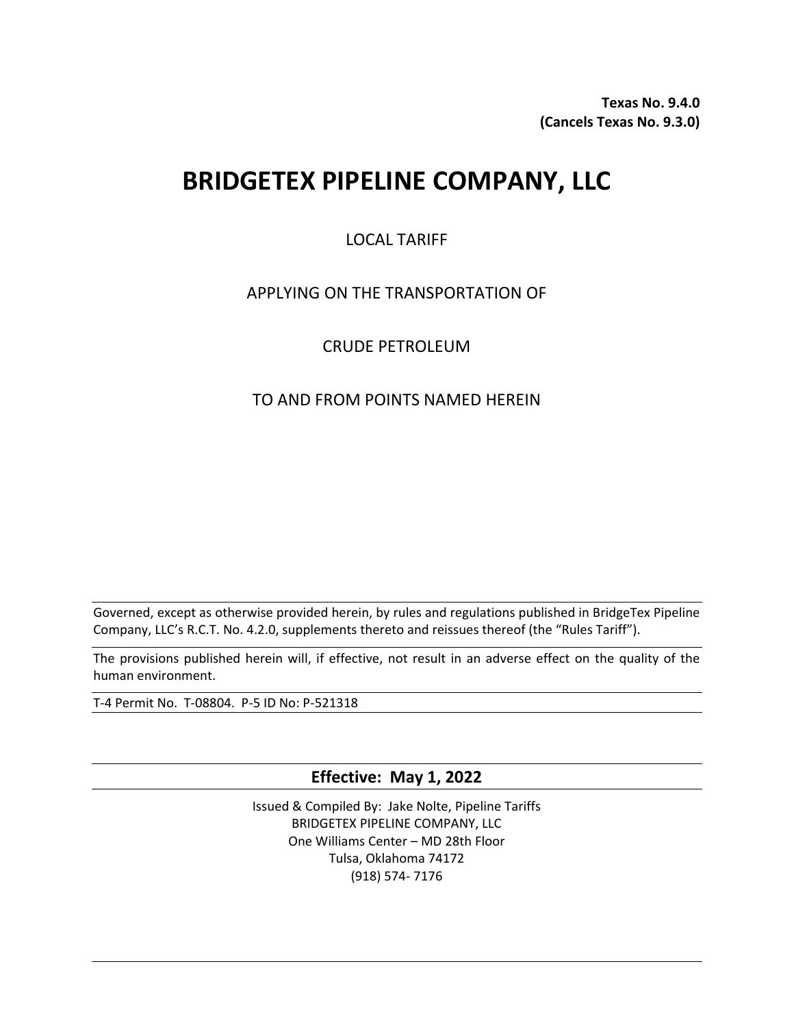**Texas No. 9.4.0**
**(Cancels Texas No. 9.3.0)**

# BRIDGETEX PIPELINE COMPANY, LLC

LOCAL TARIFF

APPLYING ON THE TRANSPORTATION OF

CRUDE PETROLEUM

TO AND FROM POINTS NAMED HEREIN

Governed, except as otherwise provided herein, by rules and regulations published in BridgeTex Pipeline Company, LLC's R.C.T. No. 4.2.0, supplements thereto and reissues thereof (the "Rules Tariff").

The provisions published herein will, if effective, not result in an adverse effect on the quality of the human environment.

T-4 Permit No. T-08804. P-5 ID No: P-521318

**Effective: May 1, 2022**

Issued & Compiled By: Jake Nolte, Pipeline Tariffs
BRIDGETEX PIPELINE COMPANY, LLC
One Williams Center – MD 28th Floor
Tulsa, Oklahoma 74172
(918) 574- 7176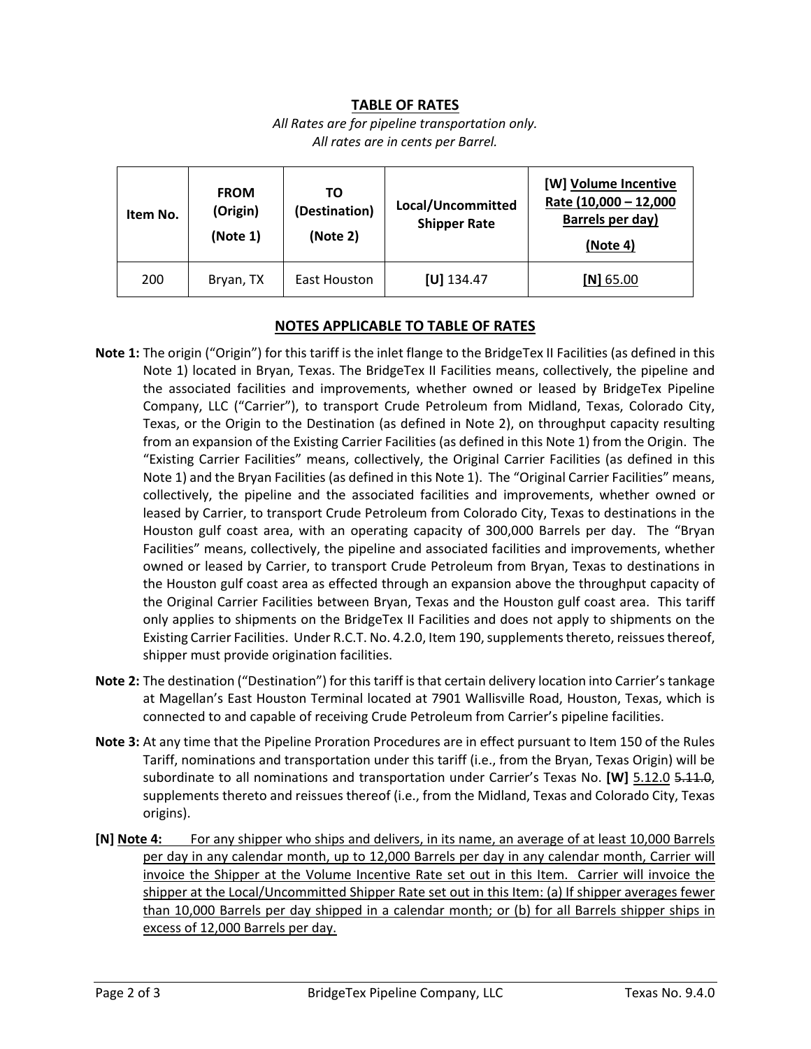## TABLE OF RATES

*All Rates are for pipeline transportation only.*
*All rates are in cents per Barrel.*

| Item No. | FROM (Origin) (Note 1) | TO (Destination) (Note 2) | Local/Uncommitted Shipper Rate | [W] Volume Incentive Rate (10,000 – 12,000 Barrels per day) (Note 4) |
|---|---|---|---|---|
| 200 | Bryan, TX | East Houston | **[U]** 134.47 | **[N]** 65.00 |

## NOTES APPLICABLE TO TABLE OF RATES

**Note 1:** The origin ("Origin") for this tariff is the inlet flange to the BridgeTex II Facilities (as defined in this Note 1) located in Bryan, Texas. The BridgeTex II Facilities means, collectively, the pipeline and the associated facilities and improvements, whether owned or leased by BridgeTex Pipeline Company, LLC ("Carrier"), to transport Crude Petroleum from Midland, Texas, Colorado City, Texas, or the Origin to the Destination (as defined in Note 2), on throughput capacity resulting from an expansion of the Existing Carrier Facilities (as defined in this Note 1) from the Origin. The "Existing Carrier Facilities" means, collectively, the Original Carrier Facilities (as defined in this Note 1) and the Bryan Facilities (as defined in this Note 1). The "Original Carrier Facilities" means, collectively, the pipeline and the associated facilities and improvements, whether owned or leased by Carrier, to transport Crude Petroleum from Colorado City, Texas to destinations in the Houston gulf coast area, with an operating capacity of 300,000 Barrels per day. The "Bryan Facilities" means, collectively, the pipeline and associated facilities and improvements, whether owned or leased by Carrier, to transport Crude Petroleum from Bryan, Texas to destinations in the Houston gulf coast area as effected through an expansion above the throughput capacity of the Original Carrier Facilities between Bryan, Texas and the Houston gulf coast area. This tariff only applies to shipments on the BridgeTex II Facilities and does not apply to shipments on the Existing Carrier Facilities. Under R.C.T. No. 4.2.0, Item 190, supplements thereto, reissues thereof, shipper must provide origination facilities.

**Note 2:** The destination ("Destination") for this tariff is that certain delivery location into Carrier's tankage at Magellan's East Houston Terminal located at 7901 Wallisville Road, Houston, Texas, which is connected to and capable of receiving Crude Petroleum from Carrier's pipeline facilities.

**Note 3:** At any time that the Pipeline Proration Procedures are in effect pursuant to Item 150 of the Rules Tariff, nominations and transportation under this tariff (i.e., from the Bryan, Texas Origin) will be subordinate to all nominations and transportation under Carrier's Texas No. **[W]** 5.12.0 ~~5.11.0~~, supplements thereto and reissues thereof (i.e., from the Midland, Texas and Colorado City, Texas origins).

**[N] Note 4:** For any shipper who ships and delivers, in its name, an average of at least 10,000 Barrels per day in any calendar month, up to 12,000 Barrels per day in any calendar month, Carrier will invoice the Shipper at the Volume Incentive Rate set out in this Item. Carrier will invoice the shipper at the Local/Uncommitted Shipper Rate set out in this Item: (a) If shipper averages fewer than 10,000 Barrels per day shipped in a calendar month; or (b) for all Barrels shipper ships in excess of 12,000 Barrels per day.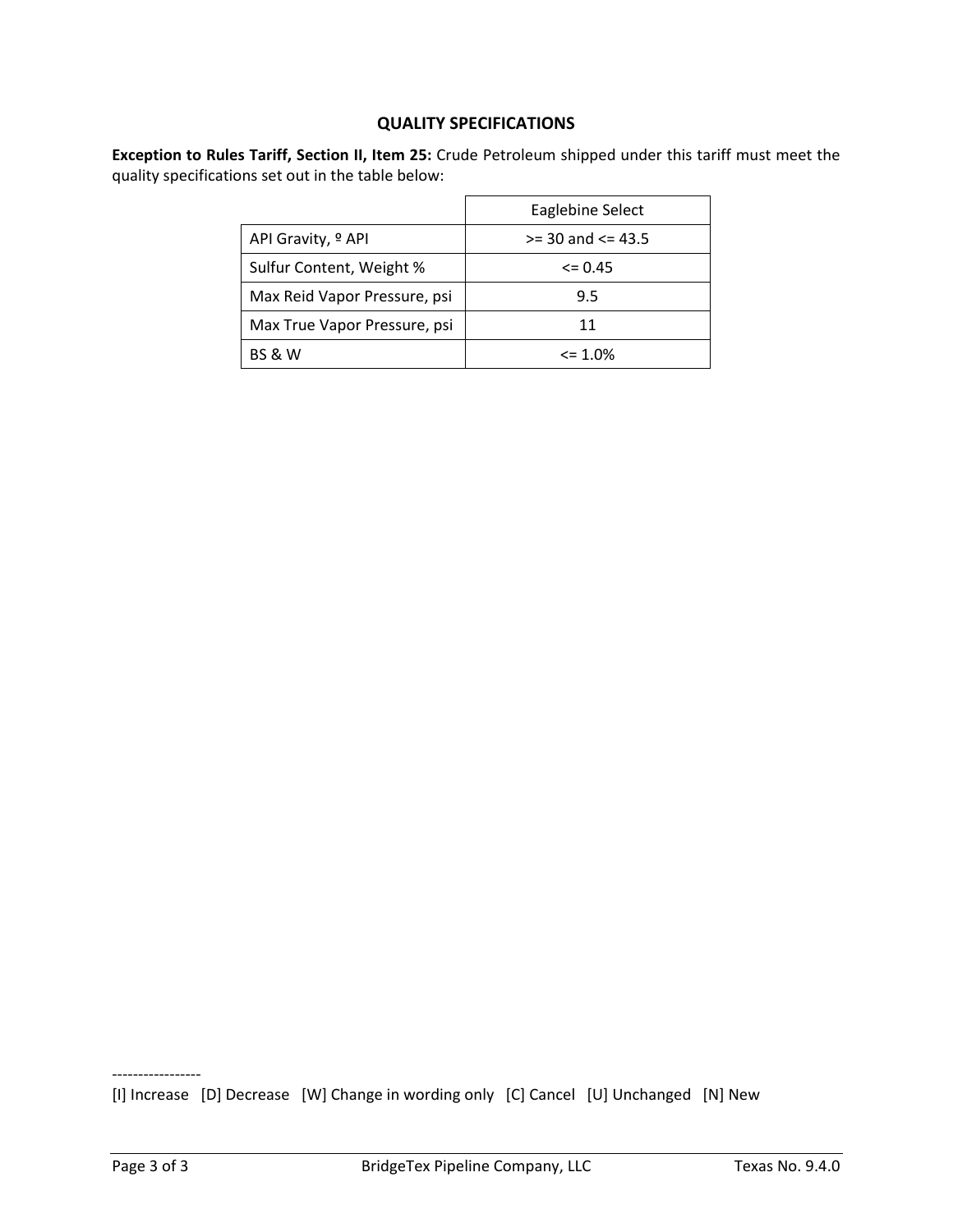## QUALITY SPECIFICATIONS

**Exception to Rules Tariff, Section II, Item 25:** Crude Petroleum shipped under this tariff must meet the quality specifications set out in the table below:

| | Eaglebine Select |
|---|---|
| API Gravity, º API | >= 30 and <= 43.5 |
| Sulfur Content, Weight % | <= 0.45 |
| Max Reid Vapor Pressure, psi | 9.5 |
| Max True Vapor Pressure, psi | 11 |
| BS & W | <= 1.0% |

-----------------

[I] Increase [D] Decrease [W] Change in wording only [C] Cancel [U] Unchanged [N] New